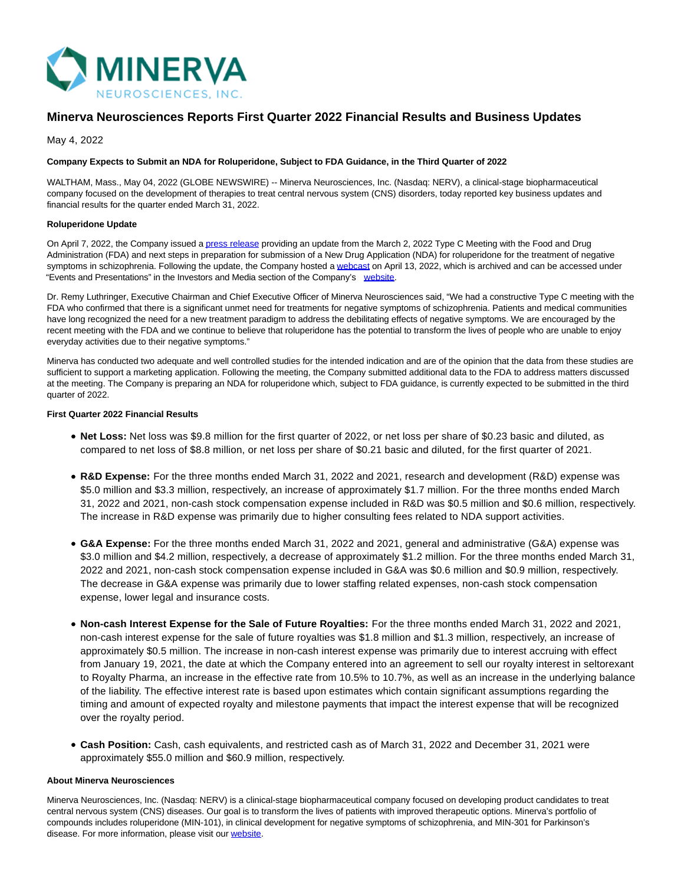# Minerva Neurosciences Reports First Quarter 2022 Financial Results and Business Updates

May 4, 2022

**Company Expects to Submit an NDA for Roluperidone, Subject to FDA Guidance, in the Third Quarter of 2022**

WALTHAM, Mass., May 04, 2022 (GLOBE NEWSWIRE) -- Minerva Neurosciences, Inc. (Nasdaq: NERV), a clinical-stage biopharmaceutical company focused on the development of therapies to treat central nervous system (CNS) disorders, today reported key business updates and financial results for the quarter ended March 31, 2022.

**Roluperidone Update**

On April 7, 2022, the Company issued a press release providing an update from the March 2, 2022 Type C Meeting with the Food and Drug Administration (FDA) and next steps in preparation for submission of a New Drug Application (NDA) for roluperidone for the treatment of negative symptoms in schizophrenia. Following the update, the Company hosted a webcast on April 13, 2022, which is archived and can be accessed under "Events and Presentations" in the Investors and Media section of the Company's website.

Dr. Remy Luthringer, Executive Chairman and Chief Executive Officer of Minerva Neurosciences said, "We had a constructive Type C meeting with the FDA who confirmed that there is a significant unmet need for treatments for negative symptoms of schizophrenia. Patients and medical communities have long recognized the need for a new treatment paradigm to address the debilitating effects of negative symptoms. We are encouraged by the recent meeting with the FDA and we continue to believe that roluperidone has the potential to transform the lives of people who are unable to enjoy everyday activities due to their negative symptoms."

Minerva has conducted two adequate and well controlled studies for the intended indication and are of the opinion that the data from these studies are sufficient to support a marketing application. Following the meeting, the Company submitted additional data to the FDA to address matters discussed at the meeting. The Company is preparing an NDA for roluperidone which, subject to FDA guidance, is currently expected to be submitted in the third quarter of 2022.

**First Quarter 2022 Financial Results**

- **Net Loss:** Net loss was $9.8 million for the first quarter of 2022, or net loss per share of $0.23 basic and diluted, as compared to net loss of $8.8 million, or net loss per share of $0.21 basic and diluted, for the first quarter of 2021.
- **R&D Expense:** For the three months ended March 31, 2022 and 2021, research and development (R&D) expense was $5.0 million and $3.3 million, respectively, an increase of approximately $1.7 million. For the three months ended March 31, 2022 and 2021, non-cash stock compensation expense included in R&D was $0.5 million and $0.6 million, respectively. The increase in R&D expense was primarily due to higher consulting fees related to NDA support activities.
- **G&A Expense:** For the three months ended March 31, 2022 and 2021, general and administrative (G&A) expense was $3.0 million and $4.2 million, respectively, a decrease of approximately $1.2 million. For the three months ended March 31, 2022 and 2021, non-cash stock compensation expense included in G&A was $0.6 million and $0.9 million, respectively. The decrease in G&A expense was primarily due to lower staffing related expenses, non-cash stock compensation expense, lower legal and insurance costs.
- **Non-cash Interest Expense for the Sale of Future Royalties:** For the three months ended March 31, 2022 and 2021, non-cash interest expense for the sale of future royalties was $1.8 million and $1.3 million, respectively, an increase of approximately $0.5 million. The increase in non-cash interest expense was primarily due to interest accruing with effect from January 19, 2021, the date at which the Company entered into an agreement to sell our royalty interest in seltorexant to Royalty Pharma, an increase in the effective rate from 10.5% to 10.7%, as well as an increase in the underlying balance of the liability. The effective interest rate is based upon estimates which contain significant assumptions regarding the timing and amount of expected royalty and milestone payments that impact the interest expense that will be recognized over the royalty period.
- **Cash Position:** Cash, cash equivalents, and restricted cash as of March 31, 2022 and December 31, 2021 were approximately $55.0 million and $60.9 million, respectively.

**About Minerva Neurosciences**

Minerva Neurosciences, Inc. (Nasdaq: NERV) is a clinical-stage biopharmaceutical company focused on developing product candidates to treat central nervous system (CNS) diseases. Our goal is to transform the lives of patients with improved therapeutic options. Minerva's portfolio of compounds includes roluperidone (MIN-101), in clinical development for negative symptoms of schizophrenia, and MIN-301 for Parkinson's disease. For more information, please visit our website.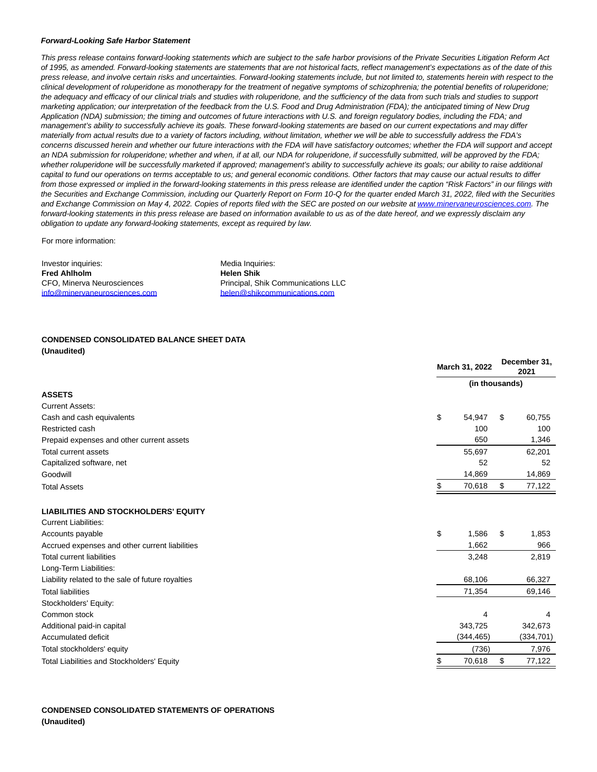***Forward-Looking Safe Harbor Statement***

*This press release contains forward-looking statements which are subject to the safe harbor provisions of the Private Securities Litigation Reform Act of 1995, as amended. Forward-looking statements are statements that are not historical facts, reflect management's expectations as of the date of this press release, and involve certain risks and uncertainties. Forward-looking statements include, but not limited to, statements herein with respect to the clinical development of roluperidone as monotherapy for the treatment of negative symptoms of schizophrenia; the potential benefits of roluperidone; the adequacy and efficacy of our clinical trials and studies with roluperidone, and the sufficiency of the data from such trials and studies to support marketing application; our interpretation of the feedback from the U.S. Food and Drug Administration (FDA); the anticipated timing of New Drug Application (NDA) submission; the timing and outcomes of future interactions with U.S. and foreign regulatory bodies, including the FDA; and management's ability to successfully achieve its goals. These forward-looking statements are based on our current expectations and may differ materially from actual results due to a variety of factors including, without limitation, whether we will be able to successfully address the FDA's concerns discussed herein and whether our future interactions with the FDA will have satisfactory outcomes; whether the FDA will support and accept an NDA submission for roluperidone; whether and when, if at all, our NDA for roluperidone, if successfully submitted, will be approved by the FDA; whether roluperidone will be successfully marketed if approved; management's ability to successfully achieve its goals; our ability to raise additional capital to fund our operations on terms acceptable to us; and general economic conditions. Other factors that may cause our actual results to differ from those expressed or implied in the forward-looking statements in this press release are identified under the caption "Risk Factors" in our filings with the Securities and Exchange Commission, including our Quarterly Report on Form 10-Q for the quarter ended March 31, 2022, filed with the Securities and Exchange Commission on May 4, 2022. Copies of reports filed with the SEC are posted on our website at www.minervaneurosciences.com. The forward-looking statements in this press release are based on information available to us as of the date hereof, and we expressly disclaim any obligation to update any forward-looking statements, except as required by law.*

For more information:

Investor inquiries:
**Fred Ahlholm**
CFO, Minerva Neurosciences
info@minervaneurosciences.com

Media Inquiries:
**Helen Shik**
Principal, Shik Communications LLC
helen@shikcommunications.com

**CONDENSED CONSOLIDATED BALANCE SHEET DATA**
**(Unaudited)**

| | March 31, 2022 | December 31, 2021 |
|---|---|---|
| | (in thousands) | |
| **ASSETS** | | |
| Current Assets: | | |
| Cash and cash equivalents | $ 54,947 | $ 60,755 |
| Restricted cash | 100 | 100 |
| Prepaid expenses and other current assets | 650 | 1,346 |
| Total current assets | 55,697 | 62,201 |
| Capitalized software, net | 52 | 52 |
| Goodwill | 14,869 | 14,869 |
| Total Assets | $ 70,618 | $ 77,122 |
| **LIABILITIES AND STOCKHOLDERS' EQUITY** | | |
| Current Liabilities: | | |
| Accounts payable | $ 1,586 | $ 1,853 |
| Accrued expenses and other current liabilities | 1,662 | 966 |
| Total current liabilities | 3,248 | 2,819 |
| Long-Term Liabilities: | | |
| Liability related to the sale of future royalties | 68,106 | 66,327 |
| Total liabilities | 71,354 | 69,146 |
| Stockholders' Equity: | | |
| Common stock | 4 | 4 |
| Additional paid-in capital | 343,725 | 342,673 |
| Accumulated deficit | (344,465) | (334,701) |
| Total stockholders' equity | (736) | 7,976 |
| Total Liabilities and Stockholders' Equity | $ 70,618 | $ 77,122 |

**CONDENSED CONSOLIDATED STATEMENTS OF OPERATIONS**
**(Unaudited)**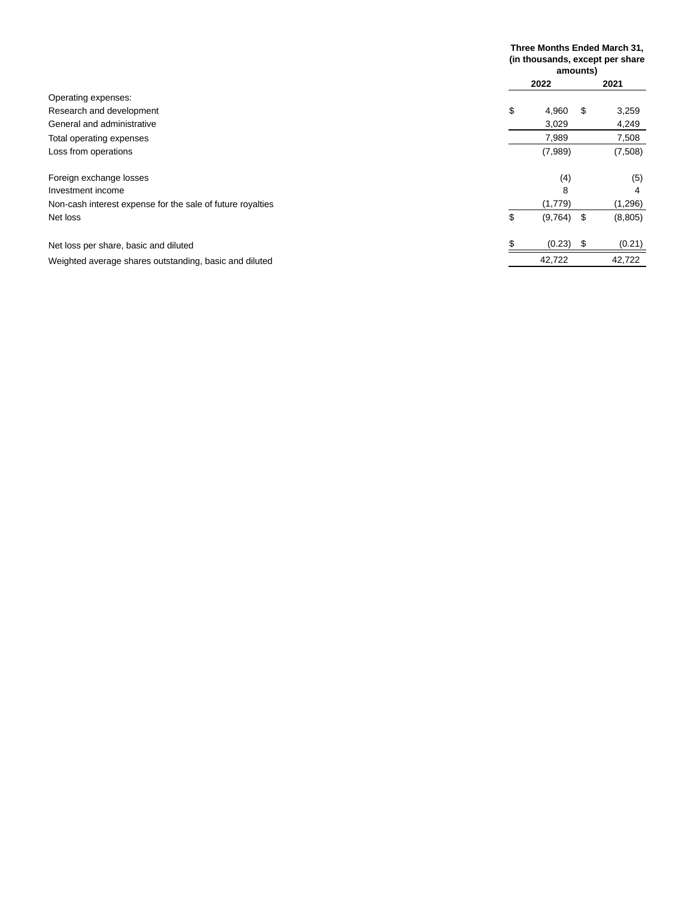| | Three Months Ended March 31, (in thousands, except per share amounts) | |
|---|---|---|
| | 2022 | 2021 |
| Operating expenses: | | |
| Research and development | $ 4,960 | $ 3,259 |
| General and administrative | 3,029 | 4,249 |
| Total operating expenses | 7,989 | 7,508 |
| Loss from operations | (7,989) | (7,508) |
| Foreign exchange losses | (4) | (5) |
| Investment income | 8 | 4 |
| Non-cash interest expense for the sale of future royalties | (1,779) | (1,296) |
| Net loss | $ (9,764) | $ (8,805) |
| Net loss per share, basic and diluted | $ (0.23) | $ (0.21) |
| Weighted average shares outstanding, basic and diluted | 42,722 | 42,722 |